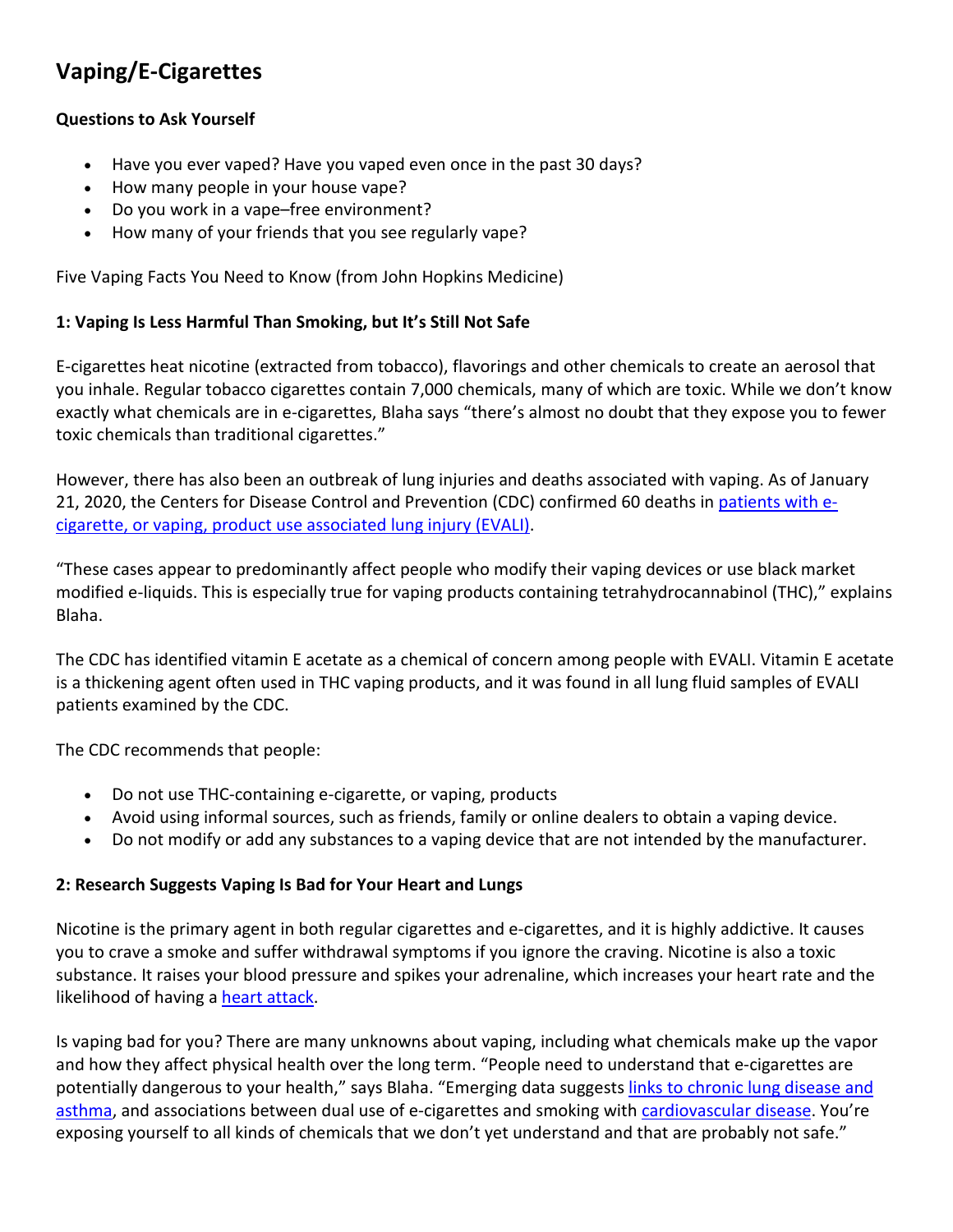# Vaping/E-Cigarettes

**Questions to Ask Yourself**

- Have you ever vaped? Have you vaped even once in the past 30 days?
- How many people in your house vape?
- Do you work in a vape–free environment?
- How many of your friends that you see regularly vape?

Five Vaping Facts You Need to Know (from John Hopkins Medicine)

### 1: Vaping Is Less Harmful Than Smoking, but It's Still Not Safe

E-cigarettes heat nicotine (extracted from tobacco), flavorings and other chemicals to create an aerosol that you inhale. Regular tobacco cigarettes contain 7,000 chemicals, many of which are toxic. While we don't know exactly what chemicals are in e-cigarettes, Blaha says "there's almost no doubt that they expose you to fewer toxic chemicals than traditional cigarettes."

However, there has also been an outbreak of lung injuries and deaths associated with vaping. As of January 21, 2020, the Centers for Disease Control and Prevention (CDC) confirmed 60 deaths in patients with e-cigarette, or vaping, product use associated lung injury (EVALI).

"These cases appear to predominantly affect people who modify their vaping devices or use black market modified e-liquids. This is especially true for vaping products containing tetrahydrocannabinol (THC)," explains Blaha.

The CDC has identified vitamin E acetate as a chemical of concern among people with EVALI. Vitamin E acetate is a thickening agent often used in THC vaping products, and it was found in all lung fluid samples of EVALI patients examined by the CDC.

The CDC recommends that people:

- Do not use THC-containing e-cigarette, or vaping, products
- Avoid using informal sources, such as friends, family or online dealers to obtain a vaping device.
- Do not modify or add any substances to a vaping device that are not intended by the manufacturer.

### 2: Research Suggests Vaping Is Bad for Your Heart and Lungs

Nicotine is the primary agent in both regular cigarettes and e-cigarettes, and it is highly addictive. It causes you to crave a smoke and suffer withdrawal symptoms if you ignore the craving. Nicotine is also a toxic substance. It raises your blood pressure and spikes your adrenaline, which increases your heart rate and the likelihood of having a heart attack.

Is vaping bad for you? There are many unknowns about vaping, including what chemicals make up the vapor and how they affect physical health over the long term. "People need to understand that e-cigarettes are potentially dangerous to your health," says Blaha. "Emerging data suggests links to chronic lung disease and asthma, and associations between dual use of e-cigarettes and smoking with cardiovascular disease. You're exposing yourself to all kinds of chemicals that we don't yet understand and that are probably not safe."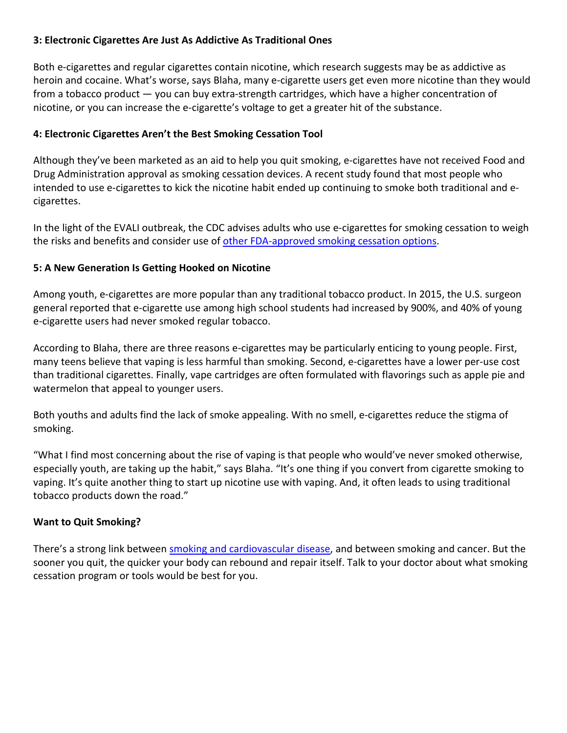**3: Electronic Cigarettes Are Just As Addictive As Traditional Ones**

Both e-cigarettes and regular cigarettes contain nicotine, which research suggests may be as addictive as heroin and cocaine. What's worse, says Blaha, many e-cigarette users get even more nicotine than they would from a tobacco product — you can buy extra-strength cartridges, which have a higher concentration of nicotine, or you can increase the e-cigarette's voltage to get a greater hit of the substance.

**4: Electronic Cigarettes Aren't the Best Smoking Cessation Tool**

Although they've been marketed as an aid to help you quit smoking, e-cigarettes have not received Food and Drug Administration approval as smoking cessation devices. A recent study found that most people who intended to use e-cigarettes to kick the nicotine habit ended up continuing to smoke both traditional and e-cigarettes.

In the light of the EVALI outbreak, the CDC advises adults who use e-cigarettes for smoking cessation to weigh the risks and benefits and consider use of other FDA-approved smoking cessation options.

**5: A New Generation Is Getting Hooked on Nicotine**

Among youth, e-cigarettes are more popular than any traditional tobacco product. In 2015, the U.S. surgeon general reported that e-cigarette use among high school students had increased by 900%, and 40% of young e-cigarette users had never smoked regular tobacco.

According to Blaha, there are three reasons e-cigarettes may be particularly enticing to young people. First, many teens believe that vaping is less harmful than smoking. Second, e-cigarettes have a lower per-use cost than traditional cigarettes. Finally, vape cartridges are often formulated with flavorings such as apple pie and watermelon that appeal to younger users.

Both youths and adults find the lack of smoke appealing. With no smell, e-cigarettes reduce the stigma of smoking.

"What I find most concerning about the rise of vaping is that people who would've never smoked otherwise, especially youth, are taking up the habit," says Blaha. "It's one thing if you convert from cigarette smoking to vaping. It's quite another thing to start up nicotine use with vaping. And, it often leads to using traditional tobacco products down the road."

**Want to Quit Smoking?**

There's a strong link between smoking and cardiovascular disease, and between smoking and cancer. But the sooner you quit, the quicker your body can rebound and repair itself. Talk to your doctor about what smoking cessation program or tools would be best for you.